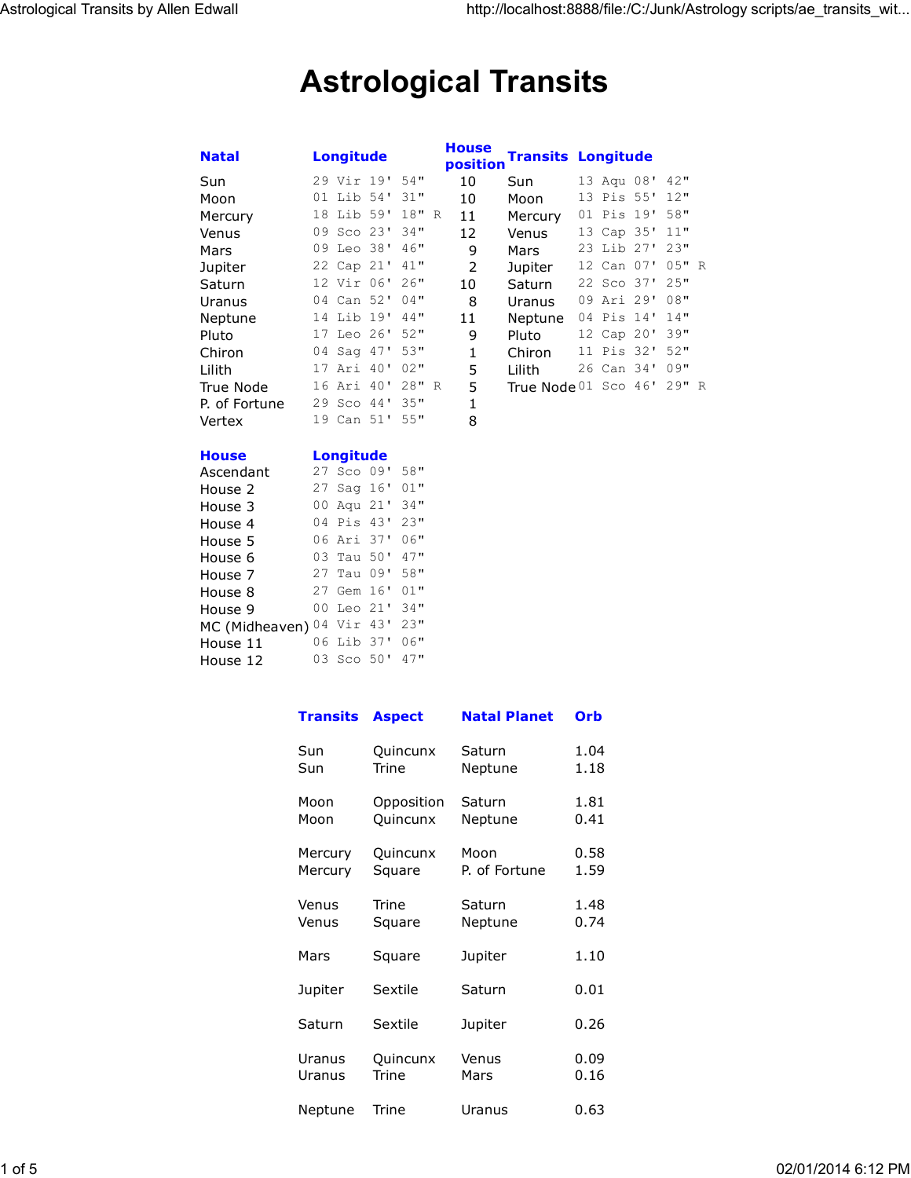# Astrological Transits

| Natal | Longitude | House position | Transits | Longitude |
|---|---|---|---|---|
| Sun | 29 Vir 19' 54" | 10 | Sun | 13 Aqu 08' 42" |
| Moon | 01 Lib 54' 31" | 10 | Moon | 13 Pis 55' 12" |
| Mercury | 18 Lib 59' 18" R | 11 | Mercury | 01 Pis 19' 58" |
| Venus | 09 Sco 23' 34" | 12 | Venus | 13 Cap 35' 11" |
| Mars | 09 Leo 38' 46" | 9 | Mars | 23 Lib 27' 23" |
| Jupiter | 22 Cap 21' 41" | 2 | Jupiter | 12 Can 07' 05" R |
| Saturn | 12 Vir 06' 26" | 10 | Saturn | 22 Sco 37' 25" |
| Uranus | 04 Can 52' 04" | 8 | Uranus | 09 Ari 29' 08" |
| Neptune | 14 Lib 19' 44" | 11 | Neptune | 04 Pis 14' 14" |
| Pluto | 17 Leo 26' 52" | 9 | Pluto | 12 Cap 20' 39" |
| Chiron | 04 Sag 47' 53" | 1 | Chiron | 11 Pis 32' 52" |
| Lilith | 17 Ari 40' 02" | 5 | Lilith | 26 Can 34' 09" |
| True Node | 16 Ari 40' 28" R | 5 | True Node | 01 Sco 46' 29" R |
| P. of Fortune | 29 Sco 44' 35" | 1 | | |
| Vertex | 19 Can 51' 55" | 8 | | |

| House | Longitude |
|---|---|
| Ascendant | 27 Sco 09' 58" |
| House 2 | 27 Sag 16' 01" |
| House 3 | 00 Aqu 21' 34" |
| House 4 | 04 Pis 43' 23" |
| House 5 | 06 Ari 37' 06" |
| House 6 | 03 Tau 50' 47" |
| House 7 | 27 Tau 09' 58" |
| House 8 | 27 Gem 16' 01" |
| House 9 | 00 Leo 21' 34" |
| MC (Midheaven) | 04 Vir 43' 23" |
| House 11 | 06 Lib 37' 06" |
| House 12 | 03 Sco 50' 47" |

| Transits | Aspect | Natal Planet | Orb |
|---|---|---|---|
| Sun | Quincunx | Saturn | 1.04 |
| Sun | Trine | Neptune | 1.18 |
| Moon | Opposition | Saturn | 1.81 |
| Moon | Quincunx | Neptune | 0.41 |
| Mercury | Quincunx | Moon | 0.58 |
| Mercury | Square | P. of Fortune | 1.59 |
| Venus | Trine | Saturn | 1.48 |
| Venus | Square | Neptune | 0.74 |
| Mars | Square | Jupiter | 1.10 |
| Jupiter | Sextile | Saturn | 0.01 |
| Saturn | Sextile | Jupiter | 0.26 |
| Uranus | Quincunx | Venus | 0.09 |
| Uranus | Trine | Mars | 0.16 |
| Neptune | Trine | Uranus | 0.63 |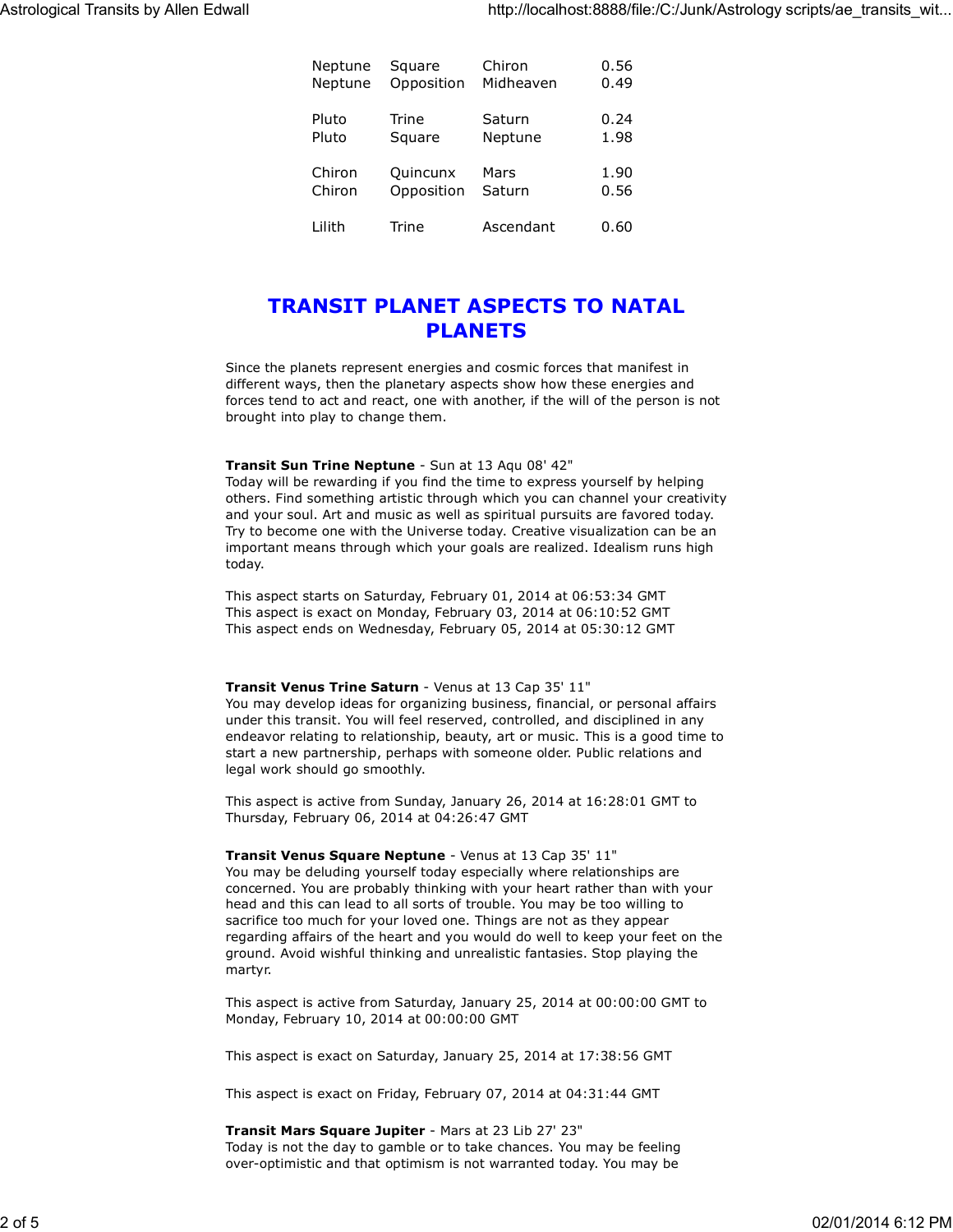| | | | |
|---|---|---|---|
| Neptune | Square | Chiron | 0.56 |
| Neptune | Opposition | Midheaven | 0.49 |
| | | | |
| Pluto | Trine | Saturn | 0.24 |
| Pluto | Square | Neptune | 1.98 |
| | | | |
| Chiron | Quincunx | Mars | 1.90 |
| Chiron | Opposition | Saturn | 0.56 |
| | | | |
| Lilith | Trine | Ascendant | 0.60 |

# TRANSIT PLANET ASPECTS TO NATAL PLANETS

Since the planets represent energies and cosmic forces that manifest in different ways, then the planetary aspects show how these energies and forces tend to act and react, one with another, if the will of the person is not brought into play to change them.

**Transit Sun Trine Neptune** - Sun at 13 Aqu 08' 42"
Today will be rewarding if you find the time to express yourself by helping others. Find something artistic through which you can channel your creativity and your soul. Art and music as well as spiritual pursuits are favored today. Try to become one with the Universe today. Creative visualization can be an important means through which your goals are realized. Idealism runs high today.

This aspect starts on Saturday, February 01, 2014 at 06:53:34 GMT
This aspect is exact on Monday, February 03, 2014 at 06:10:52 GMT
This aspect ends on Wednesday, February 05, 2014 at 05:30:12 GMT

**Transit Venus Trine Saturn** - Venus at 13 Cap 35' 11"
You may develop ideas for organizing business, financial, or personal affairs under this transit. You will feel reserved, controlled, and disciplined in any endeavor relating to relationship, beauty, art or music. This is a good time to start a new partnership, perhaps with someone older. Public relations and legal work should go smoothly.

This aspect is active from Sunday, January 26, 2014 at 16:28:01 GMT to Thursday, February 06, 2014 at 04:26:47 GMT

**Transit Venus Square Neptune** - Venus at 13 Cap 35' 11"
You may be deluding yourself today especially where relationships are concerned. You are probably thinking with your heart rather than with your head and this can lead to all sorts of trouble. You may be too willing to sacrifice too much for your loved one. Things are not as they appear regarding affairs of the heart and you would do well to keep your feet on the ground. Avoid wishful thinking and unrealistic fantasies. Stop playing the martyr.

This aspect is active from Saturday, January 25, 2014 at 00:00:00 GMT to Monday, February 10, 2014 at 00:00:00 GMT

This aspect is exact on Saturday, January 25, 2014 at 17:38:56 GMT

This aspect is exact on Friday, February 07, 2014 at 04:31:44 GMT

**Transit Mars Square Jupiter** - Mars at 23 Lib 27' 23"
Today is not the day to gamble or to take chances. You may be feeling over-optimistic and that optimism is not warranted today. You may be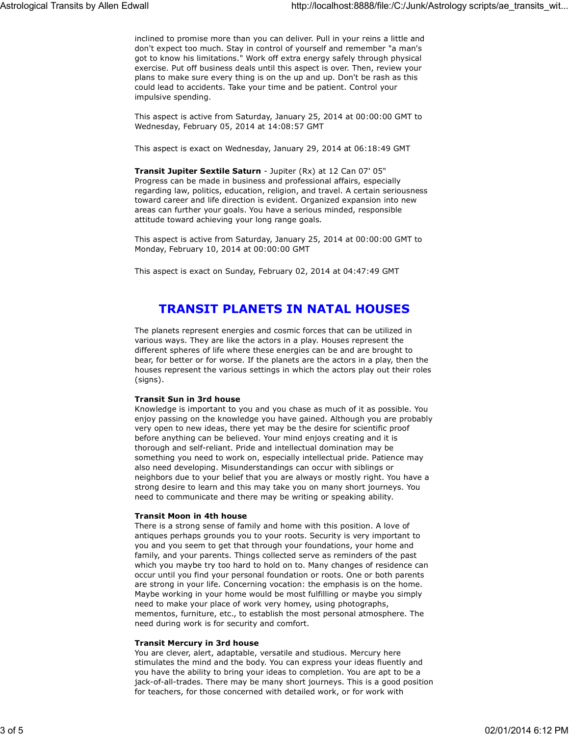inclined to promise more than you can deliver. Pull in your reins a little and don't expect too much. Stay in control of yourself and remember "a man's got to know his limitations." Work off extra energy safely through physical exercise. Put off business deals until this aspect is over. Then, review your plans to make sure every thing is on the up and up. Don't be rash as this could lead to accidents. Take your time and be patient. Control your impulsive spending.

This aspect is active from Saturday, January 25, 2014 at 00:00:00 GMT to Wednesday, February 05, 2014 at 14:08:57 GMT

This aspect is exact on Wednesday, January 29, 2014 at 06:18:49 GMT

**Transit Jupiter Sextile Saturn** - Jupiter (Rx) at 12 Can 07' 05"
Progress can be made in business and professional affairs, especially regarding law, politics, education, religion, and travel. A certain seriousness toward career and life direction is evident. Organized expansion into new areas can further your goals. You have a serious minded, responsible attitude toward achieving your long range goals.

This aspect is active from Saturday, January 25, 2014 at 00:00:00 GMT to Monday, February 10, 2014 at 00:00:00 GMT

This aspect is exact on Sunday, February 02, 2014 at 04:47:49 GMT

## TRANSIT PLANETS IN NATAL HOUSES

The planets represent energies and cosmic forces that can be utilized in various ways. They are like the actors in a play. Houses represent the different spheres of life where these energies can be and are brought to bear, for better or for worse. If the planets are the actors in a play, then the houses represent the various settings in which the actors play out their roles (signs).

**Transit Sun in 3rd house**
Knowledge is important to you and you chase as much of it as possible. You enjoy passing on the knowledge you have gained. Although you are probably very open to new ideas, there yet may be the desire for scientific proof before anything can be believed. Your mind enjoys creating and it is thorough and self-reliant. Pride and intellectual domination may be something you need to work on, especially intellectual pride. Patience may also need developing. Misunderstandings can occur with siblings or neighbors due to your belief that you are always or mostly right. You have a strong desire to learn and this may take you on many short journeys. You need to communicate and there may be writing or speaking ability.

**Transit Moon in 4th house**
There is a strong sense of family and home with this position. A love of antiques perhaps grounds you to your roots. Security is very important to you and you seem to get that through your foundations, your home and family, and your parents. Things collected serve as reminders of the past which you maybe try too hard to hold on to. Many changes of residence can occur until you find your personal foundation or roots. One or both parents are strong in your life. Concerning vocation: the emphasis is on the home. Maybe working in your home would be most fulfilling or maybe you simply need to make your place of work very homey, using photographs, mementos, furniture, etc., to establish the most personal atmosphere. The need during work is for security and comfort.

**Transit Mercury in 3rd house**
You are clever, alert, adaptable, versatile and studious. Mercury here stimulates the mind and the body. You can express your ideas fluently and you have the ability to bring your ideas to completion. You are apt to be a jack-of-all-trades. There may be many short journeys. This is a good position for teachers, for those concerned with detailed work, or for work with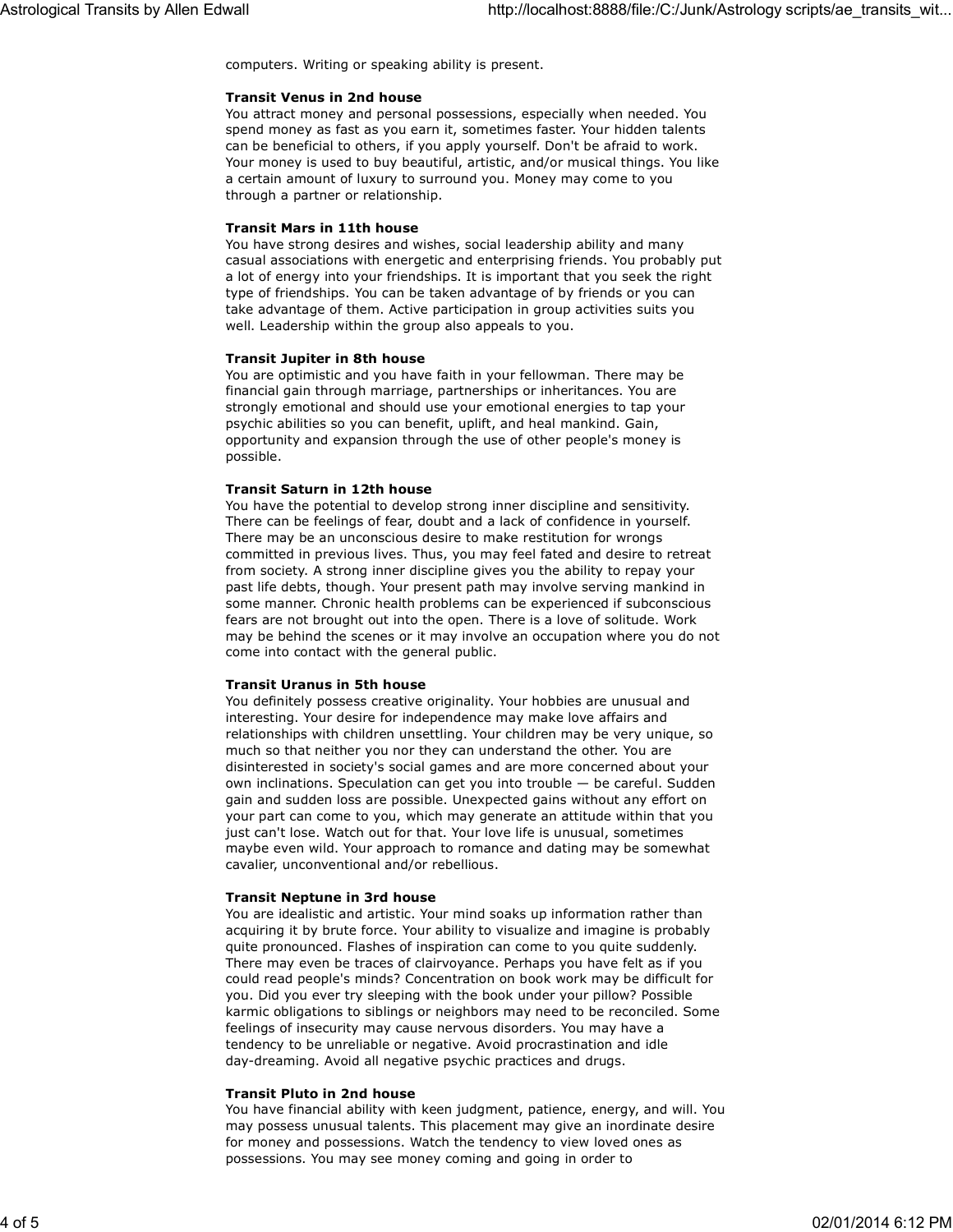computers. Writing or speaking ability is present.

**Transit Venus in 2nd house**
You attract money and personal possessions, especially when needed. You spend money as fast as you earn it, sometimes faster. Your hidden talents can be beneficial to others, if you apply yourself. Don't be afraid to work. Your money is used to buy beautiful, artistic, and/or musical things. You like a certain amount of luxury to surround you. Money may come to you through a partner or relationship.

**Transit Mars in 11th house**
You have strong desires and wishes, social leadership ability and many casual associations with energetic and enterprising friends. You probably put a lot of energy into your friendships. It is important that you seek the right type of friendships. You can be taken advantage of by friends or you can take advantage of them. Active participation in group activities suits you well. Leadership within the group also appeals to you.

**Transit Jupiter in 8th house**
You are optimistic and you have faith in your fellowman. There may be financial gain through marriage, partnerships or inheritances. You are strongly emotional and should use your emotional energies to tap your psychic abilities so you can benefit, uplift, and heal mankind. Gain, opportunity and expansion through the use of other people's money is possible.

**Transit Saturn in 12th house**
You have the potential to develop strong inner discipline and sensitivity. There can be feelings of fear, doubt and a lack of confidence in yourself. There may be an unconscious desire to make restitution for wrongs committed in previous lives. Thus, you may feel fated and desire to retreat from society. A strong inner discipline gives you the ability to repay your past life debts, though. Your present path may involve serving mankind in some manner. Chronic health problems can be experienced if subconscious fears are not brought out into the open. There is a love of solitude. Work may be behind the scenes or it may involve an occupation where you do not come into contact with the general public.

**Transit Uranus in 5th house**
You definitely possess creative originality. Your hobbies are unusual and interesting. Your desire for independence may make love affairs and relationships with children unsettling. Your children may be very unique, so much so that neither you nor they can understand the other. You are disinterested in society's social games and are more concerned about your own inclinations. Speculation can get you into trouble — be careful. Sudden gain and sudden loss are possible. Unexpected gains without any effort on your part can come to you, which may generate an attitude within that you just can't lose. Watch out for that. Your love life is unusual, sometimes maybe even wild. Your approach to romance and dating may be somewhat cavalier, unconventional and/or rebellious.

**Transit Neptune in 3rd house**
You are idealistic and artistic. Your mind soaks up information rather than acquiring it by brute force. Your ability to visualize and imagine is probably quite pronounced. Flashes of inspiration can come to you quite suddenly. There may even be traces of clairvoyance. Perhaps you have felt as if you could read people's minds? Concentration on book work may be difficult for you. Did you ever try sleeping with the book under your pillow? Possible karmic obligations to siblings or neighbors may need to be reconciled. Some feelings of insecurity may cause nervous disorders. You may have a tendency to be unreliable or negative. Avoid procrastination and idle day-dreaming. Avoid all negative psychic practices and drugs.

**Transit Pluto in 2nd house**
You have financial ability with keen judgment, patience, energy, and will. You may possess unusual talents. This placement may give an inordinate desire for money and possessions. Watch the tendency to view loved ones as possessions. You may see money coming and going in order to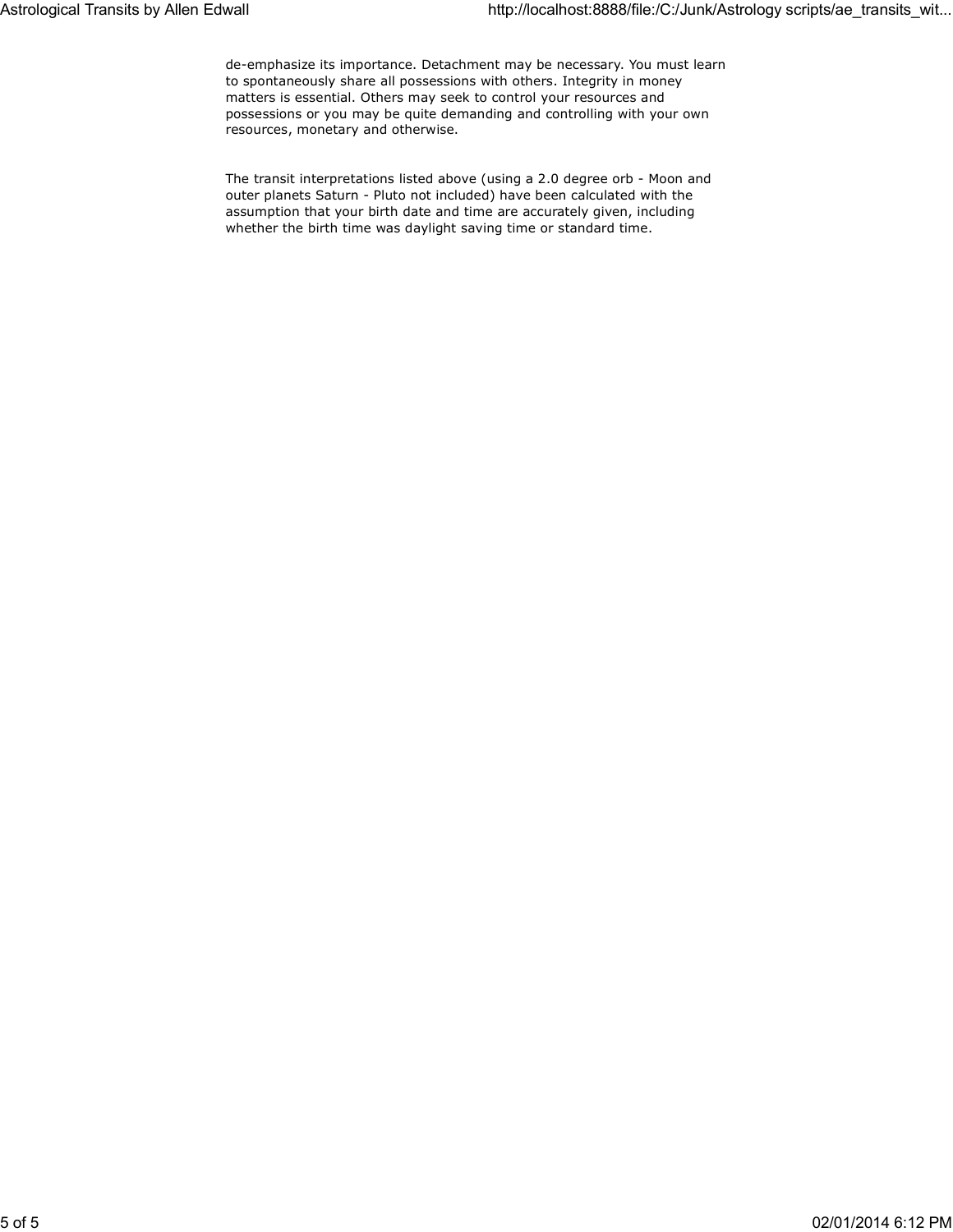de-emphasize its importance. Detachment may be necessary. You must learn to spontaneously share all possessions with others. Integrity in money matters is essential. Others may seek to control your resources and possessions or you may be quite demanding and controlling with your own resources, monetary and otherwise.

The transit interpretations listed above (using a 2.0 degree orb - Moon and outer planets Saturn - Pluto not included) have been calculated with the assumption that your birth date and time are accurately given, including whether the birth time was daylight saving time or standard time.